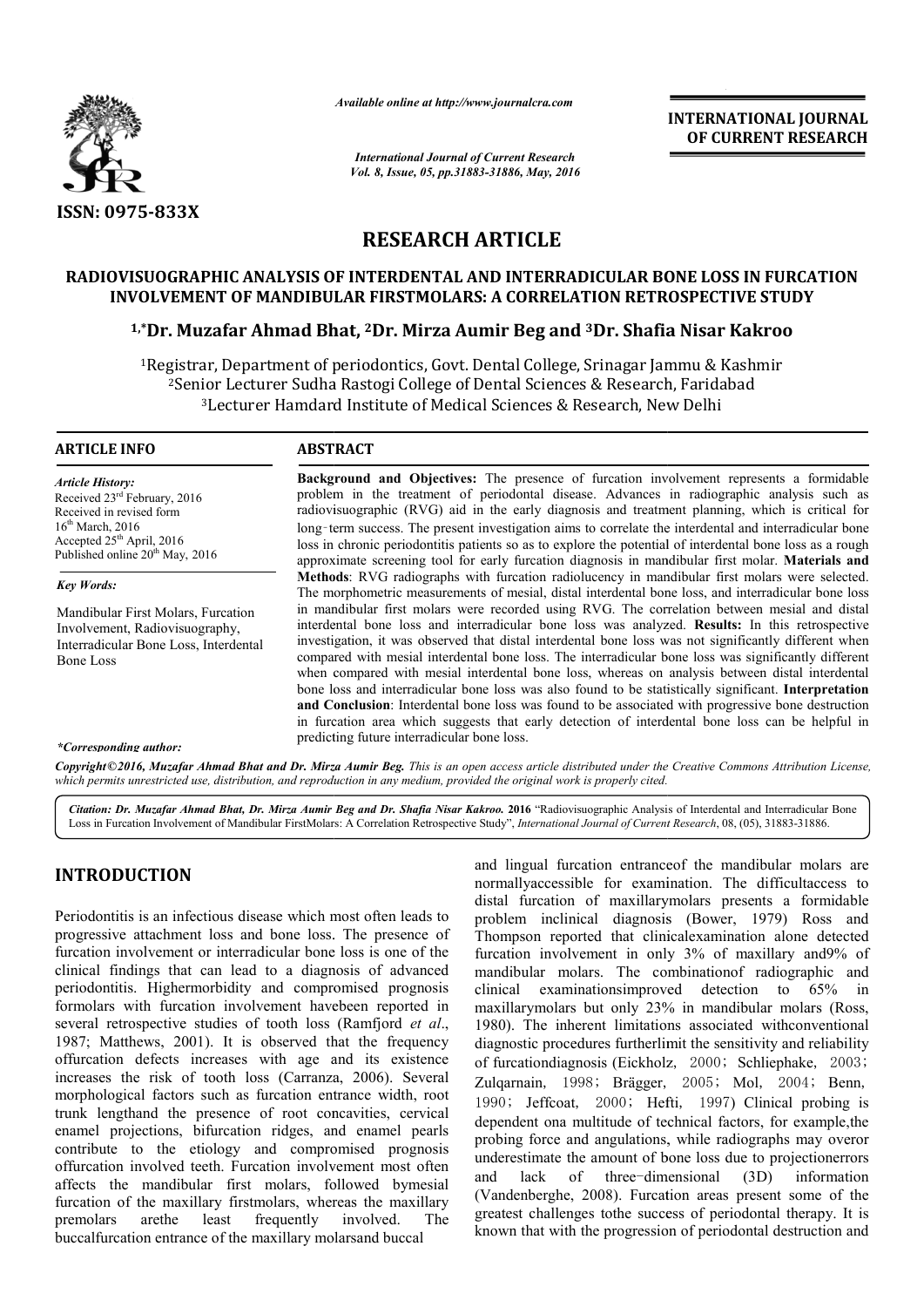*Available online at http://www.journalcra.com*

*International Journal of Current Research*
*Vol. 8, Issue, 05, pp.31883-31886, May, 2016*

**INTERNATIONAL JOURNAL OF CURRENT RESEARCH**

ISSN: 0975-833X

# RESEARCH ARTICLE

## RADIOVISUOGRAPHIC ANALYSIS OF INTERDENTAL AND INTERRADICULAR BONE LOSS IN FURCATION INVOLVEMENT OF MANDIBULAR FIRSTMOLARS: A CORRELATION RETROSPECTIVE STUDY

**[1,*]Dr. Muzafar Ahmad Bhat, [2]Dr. Mirza Aumir Beg and [3]Dr. Shafia Nisar Kakroo**

[1]Registrar, Department of periodontics, Govt. Dental College, Srinagar Jammu & Kashmir
[2]Senior Lecturer Sudha Rastogi College of Dental Sciences & Research, Faridabad
[3]Lecturer Hamdard Institute of Medical Sciences & Research, New Delhi

**ARTICLE INFO**

*Article History:*
Received 23rd February, 2016
Received in revised form
16th March, 2016
Accepted 25th April, 2016
Published online 20th May, 2016

*Key Words:*

Mandibular First Molars, Furcation Involvement, Radiovisuography, Interradicular Bone Loss, Interdental Bone Loss

*\*Corresponding author:*

**ABSTRACT**

**Background and Objectives:** The presence of furcation involvement represents a formidable problem in the treatment of periodontal disease. Advances in radiographic analysis such as radiovisuographic (RVG) aid in the early diagnosis and treatment planning, which is critical for long‑term success. The present investigation aims to correlate the interdental and interradicular bone loss in chronic periodontitis patients so as to explore the potential of interdental bone loss as a rough approximate screening tool for early furcation diagnosis in mandibular first molar. **Materials and Methods**: RVG radiographs with furcation radiolucency in mandibular first molars were selected. The morphometric measurements of mesial, distal interdental bone loss, and interradicular bone loss in mandibular first molars were recorded using RVG. The correlation between mesial and distal interdental bone loss and interradicular bone loss was analyzed. **Results:** In this retrospective investigation, it was observed that distal interdental bone loss was not significantly different when compared with mesial interdental bone loss. The interradicular bone loss was significantly different when compared with mesial interdental bone loss, whereas on analysis between distal interdental bone loss and interradicular bone loss was also found to be statistically significant. **Interpretation and Conclusion**: Interdental bone loss was found to be associated with progressive bone destruction in furcation area which suggests that early detection of interdental bone loss can be helpful in predicting future interradicular bone loss.

*Copyright©2016, Muzafar Ahmad Bhat and Dr. Mirza Aumir Beg. This is an open access article distributed under the Creative Commons Attribution License, which permits unrestricted use, distribution, and reproduction in any medium, provided the original work is properly cited.*

*Citation: Dr. Muzafar Ahmad Bhat, Dr. Mirza Aumir Beg and Dr. Shafia Nisar Kakroo.* **2016** "Radiovisuographic Analysis of Interdental and Interradicular Bone Loss in Furcation Involvement of Mandibular FirstMolars: A Correlation Retrospective Study", *International Journal of Current Research*, 08, (05), 31883-31886.

# INTRODUCTION

Periodontitis is an infectious disease which most often leads to progressive attachment loss and bone loss. The presence of furcation involvement or interradicular bone loss is one of the clinical findings that can lead to a diagnosis of advanced periodontitis. Highermorbidity and compromised prognosis formolars with furcation involvement havebeen reported in several retrospective studies of tooth loss (Ramfjord *et al*., 1987; Matthews, 2001). It is observed that the frequency offurcation defects increases with age and its existence increases the risk of tooth loss (Carranza, 2006). Several morphological factors such as furcation entrance width, root trunk lengthand the presence of root concavities, cervical enamel projections, bifurcation ridges, and enamel pearls contribute to the etiology and compromised prognosis offurcation involved teeth. Furcation involvement most often affects the mandibular first molars, followed bymesial furcation of the maxillary firstmolars, whereas the maxillary premolars arethe least frequently involved. The buccalfurcation entrance of the maxillary molarsand buccal and lingual furcation entranceof the mandibular molars are normallyaccessible for examination. The difficultaccess to distal furcation of maxillarymolars presents a formidable problem inclinical diagnosis (Bower, 1979) Ross and Thompson reported that clinicalexamination alone detected furcation involvement in only 3% of maxillary and9% of mandibular molars. The combinationof radiographic and clinical examinationsimproved detection to 65% in maxillarymolars but only 23% in mandibular molars (Ross, 1980). The inherent limitations associated withconventional diagnostic procedures furtherlimit the sensitivity and reliability of furcationdiagnosis (Eickholz, 2000; Schliephake, 2003; Zulqarnain, 1998; Brägger, 2005; Mol, 2004; Benn, 1990; Jeffcoat, 2000; Hefti, 1997) Clinical probing is dependent ona multitude of technical factors, for example,the probing force and angulations, while radiographs may overor underestimate the amount of bone loss due to projectionerrors and lack of three-dimensional (3D) information (Vandenberghe, 2008). Furcation areas present some of the greatest challenges tothe success of periodontal therapy. It is known that with the progression of periodontal destruction and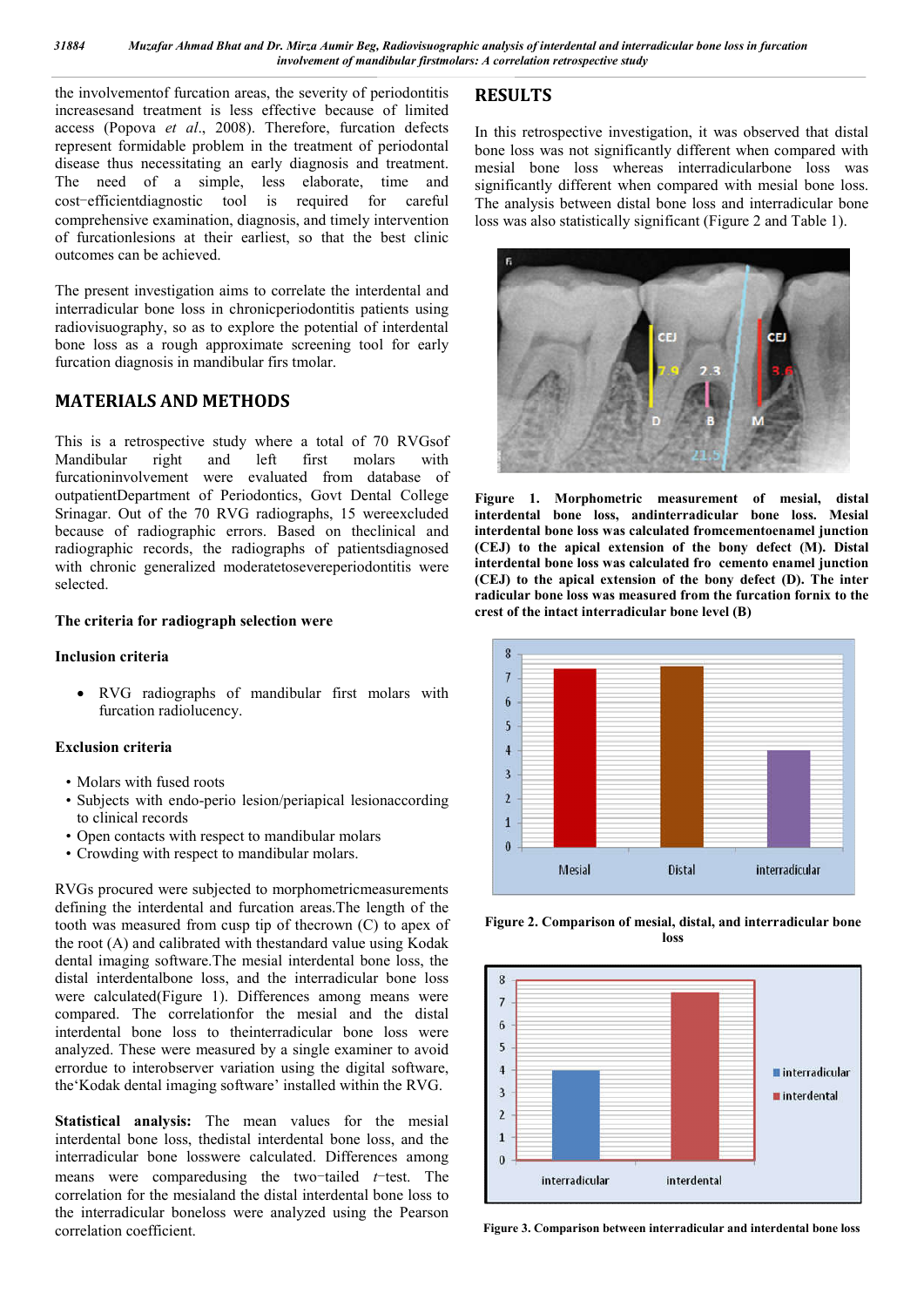the involvementof furcation areas, the severity of periodontitis increasesand treatment is less effective because of limited access (Popova *et al*., 2008). Therefore, furcation defects represent formidable problem in the treatment of periodontal disease thus necessitating an early diagnosis and treatment. The need of a simple, less elaborate, time and cost-efficientdiagnostic tool is required for careful comprehensive examination, diagnosis, and timely intervention of furcationlesions at their earliest, so that the best clinic outcomes can be achieved.

The present investigation aims to correlate the interdental and interradicular bone loss in chronicperiodontitis patients using radiovisuography, so as to explore the potential of interdental bone loss as a rough approximate screening tool for early furcation diagnosis in mandibular firs tmolar.

## MATERIALS AND METHODS

This is a retrospective study where a total of 70 RVGsof Mandibular right and left first molars with furcationinvolvement were evaluated from database of outpatientDepartment of Periodontics, Govt Dental College Srinagar. Out of the 70 RVG radiographs, 15 wereexcluded because of radiographic errors. Based on theclinical and radiographic records, the radiographs of patientsdiagnosed with chronic generalized moderatetoseverperiodontitis were selected.

**The criteria for radiograph selection were**

**Inclusion criteria**

- RVG radiographs of mandibular first molars with furcation radiolucency.

**Exclusion criteria**

- Molars with fused roots
- Subjects with endo-perio lesion/periapical lesionaccording to clinical records
- Open contacts with respect to mandibular molars
- Crowding with respect to mandibular molars.

RVGs procured were subjected to morphometricmeasurements defining the interdental and furcation areas.The length of the tooth was measured from cusp tip of thecrown (C) to apex of the root (A) and calibrated with thestandard value using Kodak dental imaging software.The mesial interdental bone loss, the distal interdentalbone loss, and the interradicular bone loss were calculated(Figure 1). Differences among means were compared. The correlationfor the mesial and the distal interdental bone loss to theinterradicular bone loss were analyzed. These were measured by a single examiner to avoid errordue to interobserver variation using the digital software, the'Kodak dental imaging software' installed within the RVG.

**Statistical analysis:** The mean values for the mesial interdental bone loss, thedistal interdental bone loss, and the interradicular bone losswere calculated. Differences among means were comparedusing the two-tailed *t*-test. The correlation for the mesialand the distal interdental bone loss to the interradicular boneloss were analyzed using the Pearson correlation coefficient.

## RESULTS

In this retrospective investigation, it was observed that distal bone loss was not significantly different when compared with mesial bone loss whereas interradicularbone loss was significantly different when compared with mesial bone loss. The analysis between distal bone loss and interradicular bone loss was also statistically significant (Figure 2 and Table 1).

**Figure 1. Morphometric measurement of mesial, distal interdental bone loss, andinterradicular bone loss. Mesial interdental bone loss was calculated fromcementoenamel junction (CEJ) to the apical extension of the bony defect (M). Distal interdental bone loss was calculated fro cemento enamel junction (CEJ) to the apical extension of the bony defect (D). The inter radicular bone loss was measured from the furcation fornix to the crest of the intact interradicular bone level (B)**

**Figure 2. Comparison of mesial, distal, and interradicular bone loss**

**Figure 3. Comparison between interradicular and interdental bone loss**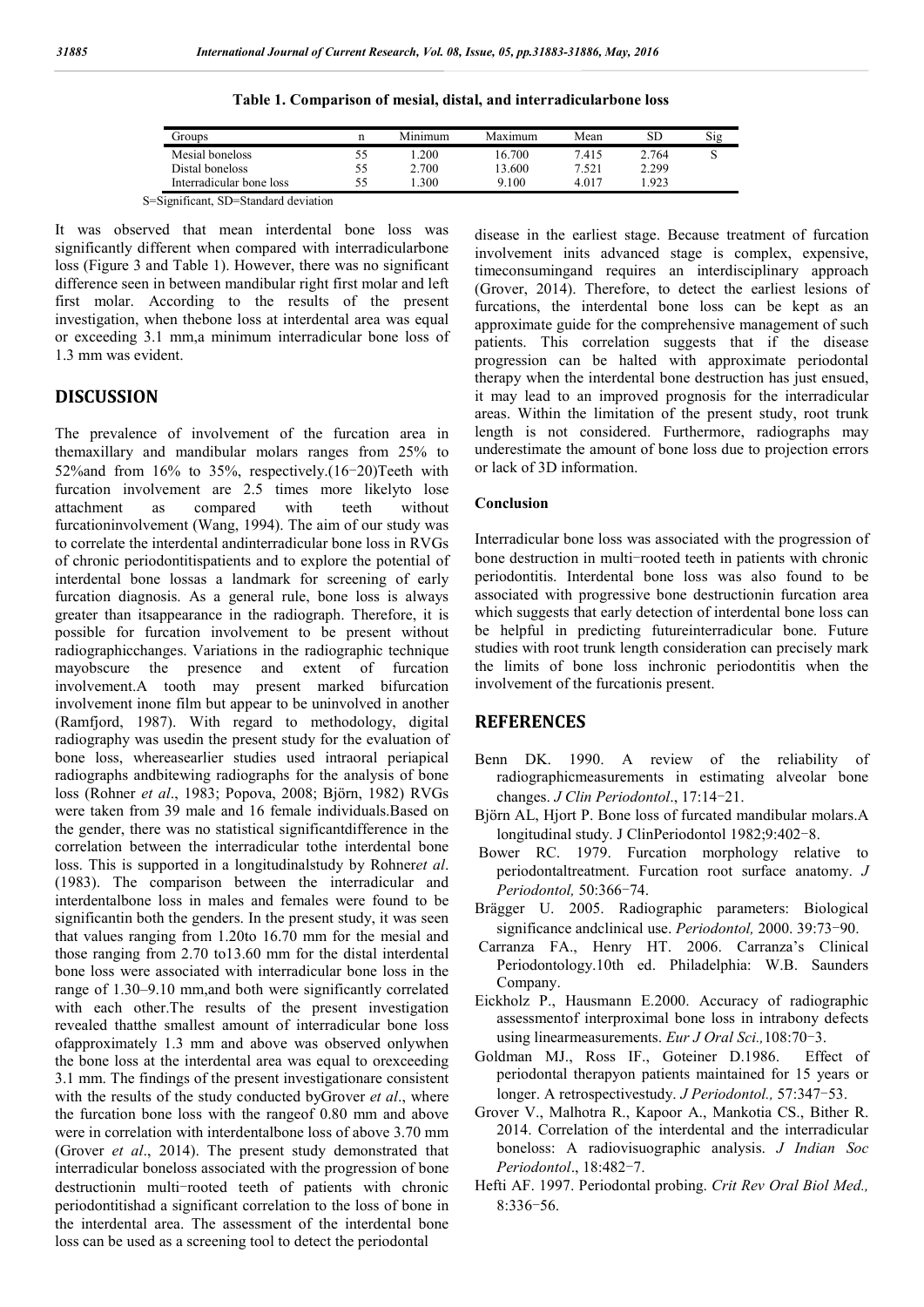**Table 1. Comparison of mesial, distal, and interradicularbone loss**

| Groups | n | Minimum | Maximum | Mean | SD | Sig |
|---|---|---|---|---|---|---|
| Mesial boneloss | 55 | 1.200 | 16.700 | 7.415 | 2.764 | S |
| Distal boneloss | 55 | 2.700 | 13.600 | 7.521 | 2.299 | |
| Interradicular bone loss | 55 | 1.300 | 9.100 | 4.017 | 1.923 | |

S=Significant, SD=Standard deviation

It was observed that mean interdental bone loss was significantly different when compared with interradicularbone loss (Figure 3 and Table 1). However, there was no significant difference seen in between mandibular right first molar and left first molar. According to the results of the present investigation, when thebone loss at interdental area was equal or exceeding 3.1 mm,a minimum interradicular bone loss of 1.3 mm was evident.

## DISCUSSION

The prevalence of involvement of the furcation area in themaxillary and mandibular molars ranges from 25% to 52%and from 16% to 35%, respectively.(16−20)Teeth with furcation involvement are 2.5 times more likelyto lose attachment as compared with teeth without furcationinvolvement (Wang, 1994). The aim of our study was to correlate the interdental andinterradicular bone loss in RVGs of chronic periodontitispatients and to explore the potential of interdental bone lossas a landmark for screening of early furcation diagnosis. As a general rule, bone loss is always greater than itsappearance in the radiograph. Therefore, it is possible for furcation involvement to be present without radiographicchanges. Variations in the radiographic technique mayobscure the presence and extent of furcation involvement.A tooth may present marked bifurcation involvement inone film but appear to be uninvolved in another (Ramfjord, 1987). With regard to methodology, digital radiography was usedin the present study for the evaluation of bone loss, whereasearlier studies used intraoral periapical radiographs andbitewing radiographs for the analysis of bone loss (Rohner *et al*., 1983; Popova, 2008; Björn, 1982) RVGs were taken from 39 male and 16 female individuals.Based on the gender, there was no statistical significantdifference in the correlation between the interradicular tothe interdental bone loss. This is supported in a longitudinalstudy by Rohner*et al*. (1983). The comparison between the interradicular and interdentalbone loss in males and females were found to be significantin both the genders. In the present study, it was seen that values ranging from 1.20to 16.70 mm for the mesial and those ranging from 2.70 to13.60 mm for the distal interdental bone loss were associated with interradicular bone loss in the range of 1.30–9.10 mm,and both were significantly correlated with each other.The results of the present investigation revealed thatthe smallest amount of interradicular bone loss ofapproximately 1.3 mm and above was observed onlywhen the bone loss at the interdental area was equal to orexceeding 3.1 mm. The findings of the present investigationare consistent with the results of the study conducted byGrover *et al*., where the furcation bone loss with the rangeof 0.80 mm and above were in correlation with interdentalbone loss of above 3.70 mm (Grover *et al*., 2014). The present study demonstrated that interradicular boneloss associated with the progression of bone destructionin multi−rooted teeth of patients with chronic periodontitishad a significant correlation to the loss of bone in the interdental area. The assessment of the interdental bone loss can be used as a screening tool to detect the periodontal disease in the earliest stage. Because treatment of furcation involvement inits advanced stage is complex, expensive, timeconsumingand requires an interdisciplinary approach (Grover, 2014). Therefore, to detect the earliest lesions of furcations, the interdental bone loss can be kept as an approximate guide for the comprehensive management of such patients. This correlation suggests that if the disease progression can be halted with approximate periodontal therapy when the interdental bone destruction has just ensued, it may lead to an improved prognosis for the interradicular areas. Within the limitation of the present study, root trunk length is not considered. Furthermore, radiographs may underestimate the amount of bone loss due to projection errors or lack of 3D information.

### Conclusion

Interradicular bone loss was associated with the progression of bone destruction in multi−rooted teeth in patients with chronic periodontitis. Interdental bone loss was also found to be associated with progressive bone destructionin furcation area which suggests that early detection of interdental bone loss can be helpful in predicting futureinterradicular bone. Future studies with root trunk length consideration can precisely mark the limits of bone loss inchronic periodontitis when the involvement of the furcationis present.

## REFERENCES

- Benn DK. 1990. A review of the reliability of radiographicmeasurements in estimating alveolar bone changes. *J Clin Periodontol*., 17:14−21.
- Björn AL, Hjort P. Bone loss of furcated mandibular molars.A longitudinal study. J ClinPeriodontol 1982;9:402−8.
- Bower RC. 1979. Furcation morphology relative to periodontaltreatment. Furcation root surface anatomy. *J Periodontol,* 50:366−74.
- Brägger U. 2005. Radiographic parameters: Biological significance andclinical use. *Periodontol,* 2000. 39:73−90.
- Carranza FA., Henry HT. 2006. Carranza's Clinical Periodontology.10th ed. Philadelphia: W.B. Saunders Company.
- Eickholz P., Hausmann E.2000. Accuracy of radiographic assessmentof interproximal bone loss in intrabony defects using linearmeasurements. *Eur J Oral Sci.,*108:70−3.
- Goldman MJ., Ross IF., Goteiner D.1986. Effect of periodontal therapyon patients maintained for 15 years or longer. A retrospectivestudy. *J Periodontol.,* 57:347−53.
- Grover V., Malhotra R., Kapoor A., Mankotia CS., Bither R. 2014. Correlation of the interdental and the interradicular boneloss: A radiovisuographic analysis. *J Indian Soc Periodontol*., 18:482−7.
- Hefti AF. 1997. Periodontal probing. *Crit Rev Oral Biol Med.,* 8:336−56.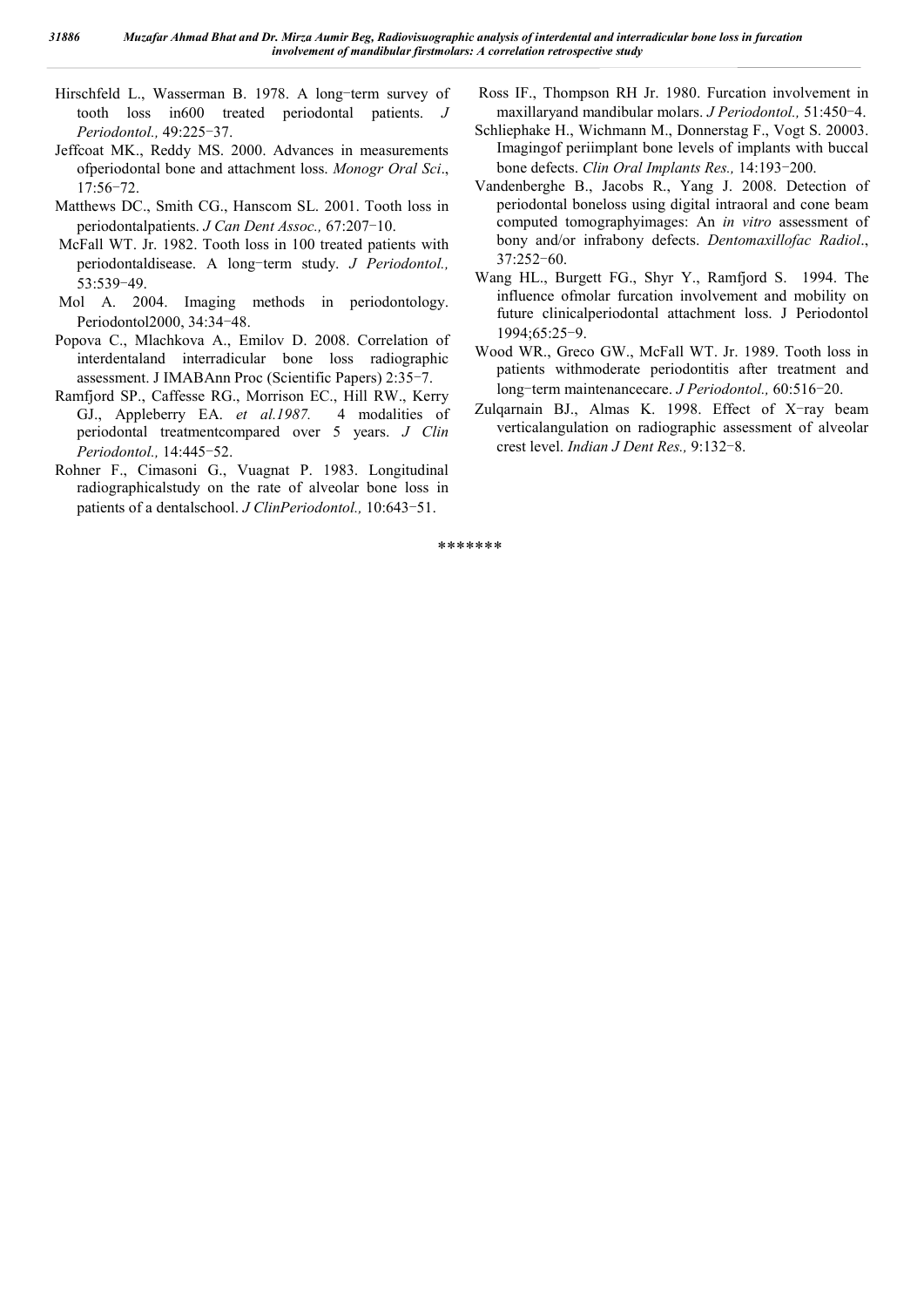Hirschfeld L., Wasserman B. 1978. A long−term survey of tooth loss in600 treated periodontal patients. *J Periodontol.,* 49:225−37.

Jeffcoat MK., Reddy MS. 2000. Advances in measurements ofperiodontal bone and attachment loss. *Monogr Oral Sci*., 17:56−72.

Matthews DC., Smith CG., Hanscom SL. 2001. Tooth loss in periodontalpatients. *J Can Dent Assoc.,* 67:207−10.

McFall WT. Jr. 1982. Tooth loss in 100 treated patients with periodontaldisease. A long−term study. *J Periodontol.,* 53:539−49.

Mol A. 2004. Imaging methods in periodontology. Periodontol2000, 34:34−48.

Popova C., Mlachkova A., Emilov D. 2008. Correlation of interdentaland interradicular bone loss radiographic assessment. J IMABAnn Proc (Scientific Papers) 2:35−7.

Ramfjord SP., Caffesse RG., Morrison EC., Hill RW., Kerry GJ., Appleberry EA. *et al.1987.* 4 modalities of periodontal treatmentcompared over 5 years. *J Clin Periodontol.,* 14:445−52.

Rohner F., Cimasoni G., Vuagnat P. 1983. Longitudinal radiographicalstudy on the rate of alveolar bone loss in patients of a dentalschool. *J ClinPeriodontol.,* 10:643−51.

Ross IF., Thompson RH Jr. 1980. Furcation involvement in maxillaryand mandibular molars. *J Periodontol.,* 51:450−4.

Schliephake H., Wichmann M., Donnerstag F., Vogt S. 20003. Imagingof periimplant bone levels of implants with buccal bone defects. *Clin Oral Implants Res.,* 14:193−200.

Vandenberghe B., Jacobs R., Yang J. 2008. Detection of periodontal boneloss using digital intraoral and cone beam computed tomographyimages: An *in vitro* assessment of bony and/or infrabony defects. *Dentomaxillofac Radiol*., 37:252−60.

Wang HL., Burgett FG., Shyr Y., Ramfjord S. 1994. The influence ofmolar furcation involvement and mobility on future clinicalperiodontal attachment loss. J Periodontol 1994;65:25−9.

Wood WR., Greco GW., McFall WT. Jr. 1989. Tooth loss in patients withmoderate periodontitis after treatment and long−term maintenancecare. *J Periodontol.,* 60:516−20.

Zulqarnain BJ., Almas K. 1998. Effect of X−ray beam verticalangulation on radiographic assessment of alveolar crest level. *Indian J Dent Res.,* 9:132−8.

*******